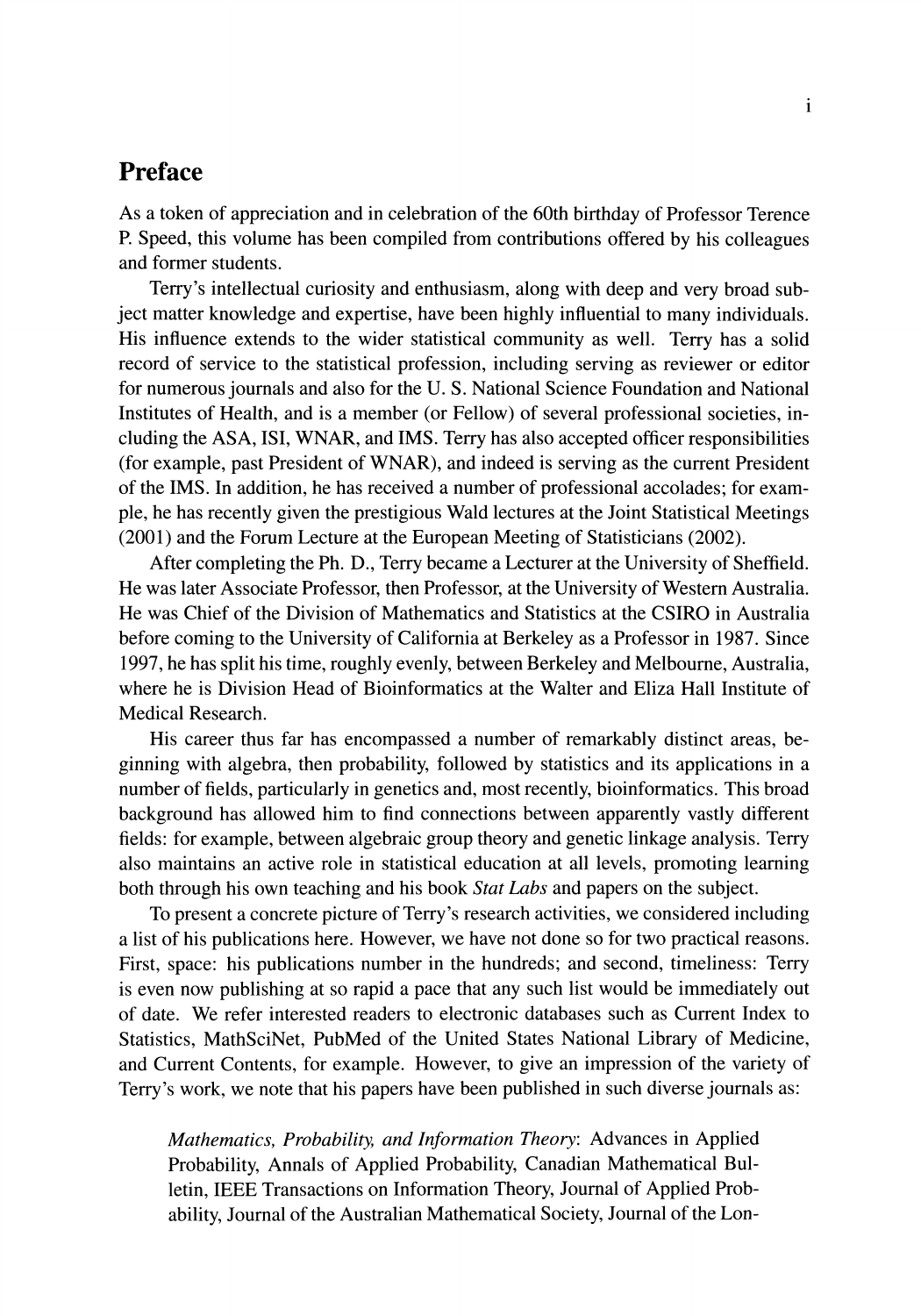## Preface

As a token of appreciation and in celebration of the 60th birthday of Professor Terence P. Speed, this volume has been compiled from contributions offered by his colleagues and former students.

Terry's intellectual curiosity and enthusiasm, along with deep and very broad subject matter knowledge and expertise, have been highly influential to many individuals. His influence extends to the wider statistical community as well. Terry has a solid record of service to the statistical profession, including serving as reviewer or editor for numerous journals and also for the U. S. National Science Foundation and National Institutes of Health, and is a member (or Fellow) of several professional societies, including the ASA, ISI, WNAR, and IMS. Terry has also accepted officer responsibilities (for example, past President of WNAR), and indeed is serving as the current President of the IMS. In addition, he has received a number of professional accolades; for example, he has recently given the prestigious Wald lectures at the Joint Statistical Meetings (2001) and the Forum Lecture at the European Meeting of Statisticians (2002).

After completing the Ph. D., Terry became a Lecturer at the University of Sheffield. He was later Associate Professor, then Professor, at the University of Western Australia. He was Chief of the Division of Mathematics and Statistics at the CSIRO in Australia before coming to the University of California at Berkeley as a Professor in 1987. Since 1997, he has split his time, roughly evenly, between Berkeley and Melbourne, Australia, where he is Division Head of Bioinformatics at the Walter and Eliza Hall Institute of Medical Research.

His career thus far has encompassed a number of remarkably distinct areas, beginning with algebra, then probability, followed by statistics and its applications in a number of fields, particularly in genetics and, most recently, bioinformatics. This broad background has allowed him to find connections between apparently vastly different fields: for example, between algebraic group theory and genetic linkage analysis. Terry also maintains an active role in statistical education at all levels, promoting learning both through his own teaching and his book *Stat Labs* and papers on the subject.

To present a concrete picture of Terry's research activities, we considered including a list of his publications here. However, we have not done so for two practical reasons. First, space: his publications number in the hundreds; and second, timeliness: Terry is even now publishing at so rapid a pace that any such list would be immediately out of date. We refer interested readers to electronic databases such as Current Index to Statistics, MathSciNet, PubMed of the United States National Library of Medicine, and Current Contents, for example. However, to give an impression of the variety of Terry's work, we note that his papers have been published in such diverse journals as:

> *Mathematics, Probability, and Information Theory*: Advances in Applied Probability, Annals of Applied Probability, Canadian Mathematical Bulletin, IEEE Transactions on Information Theory, Journal of Applied Probability, Journal of the Australian Mathematical Society, Journal of the Lon-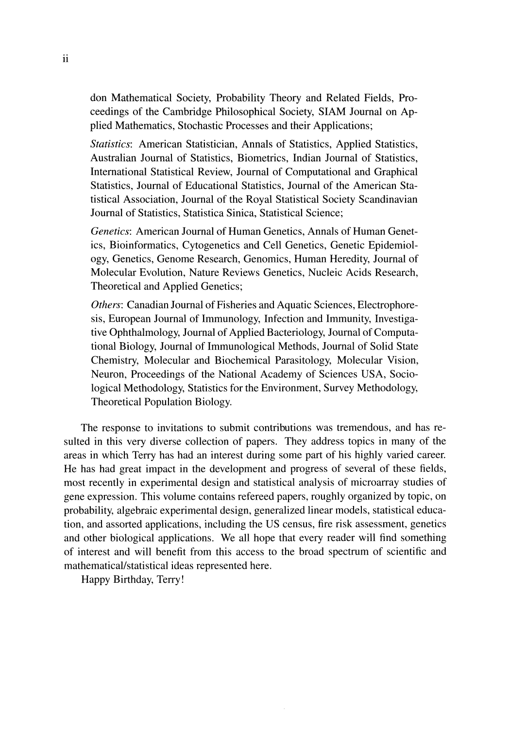don Mathematical Society, Probability Theory and Related Fields, Proceedings of the Cambridge Philosophical Society, SIAM Journal on Applied Mathematics, Stochastic Processes and their Applications;

*Statistics*: American Statistician, Annals of Statistics, Applied Statistics, Australian Journal of Statistics, Biometrics, Indian Journal of Statistics, International Statistical Review, Journal of Computational and Graphical Statistics, Journal of Educational Statistics, Journal of the American Statistical Association, Journal of the Royal Statistical Society Scandinavian Journal of Statistics, Statistica Sinica, Statistical Science;

*Genetics*: American Journal of Human Genetics, Annals of Human Genetics, Bioinformatics, Cytogenetics and Cell Genetics, Genetic Epidemiology, Genetics, Genome Research, Genomics, Human Heredity, Journal of Molecular Evolution, Nature Reviews Genetics, Nucleic Acids Research, Theoretical and Applied Genetics;

*Others*: Canadian Journal of Fisheries and Aquatic Sciences, Electrophoresis, European Journal of Immunology, Infection and Immunity, Investigative Ophthalmology, Journal of Applied Bacteriology, Journal of Computational Biology, Journal of Immunological Methods, Journal of Solid State Chemistry, Molecular and Biochemical Parasitology, Molecular Vision, Neuron, Proceedings of the National Academy of Sciences USA, Sociological Methodology, Statistics for the Environment, Survey Methodology, Theoretical Population Biology.

The response to invitations to submit contributions was tremendous, and has resulted in this very diverse collection of papers. They address topics in many of the areas in which Terry has had an interest during some part of his highly varied career. He has had great impact in the development and progress of several of these fields, most recently in experimental design and statistical analysis of microarray studies of gene expression. This volume contains refereed papers, roughly organized by topic, on probability, algebraic experimental design, generalized linear models, statistical education, and assorted applications, including the US census, fire risk assessment, genetics and other biological applications. We all hope that every reader will find something of interest and will benefit from this access to the broad spectrum of scientific and mathematical/statistical ideas represented here.

Happy Birthday, Terry!